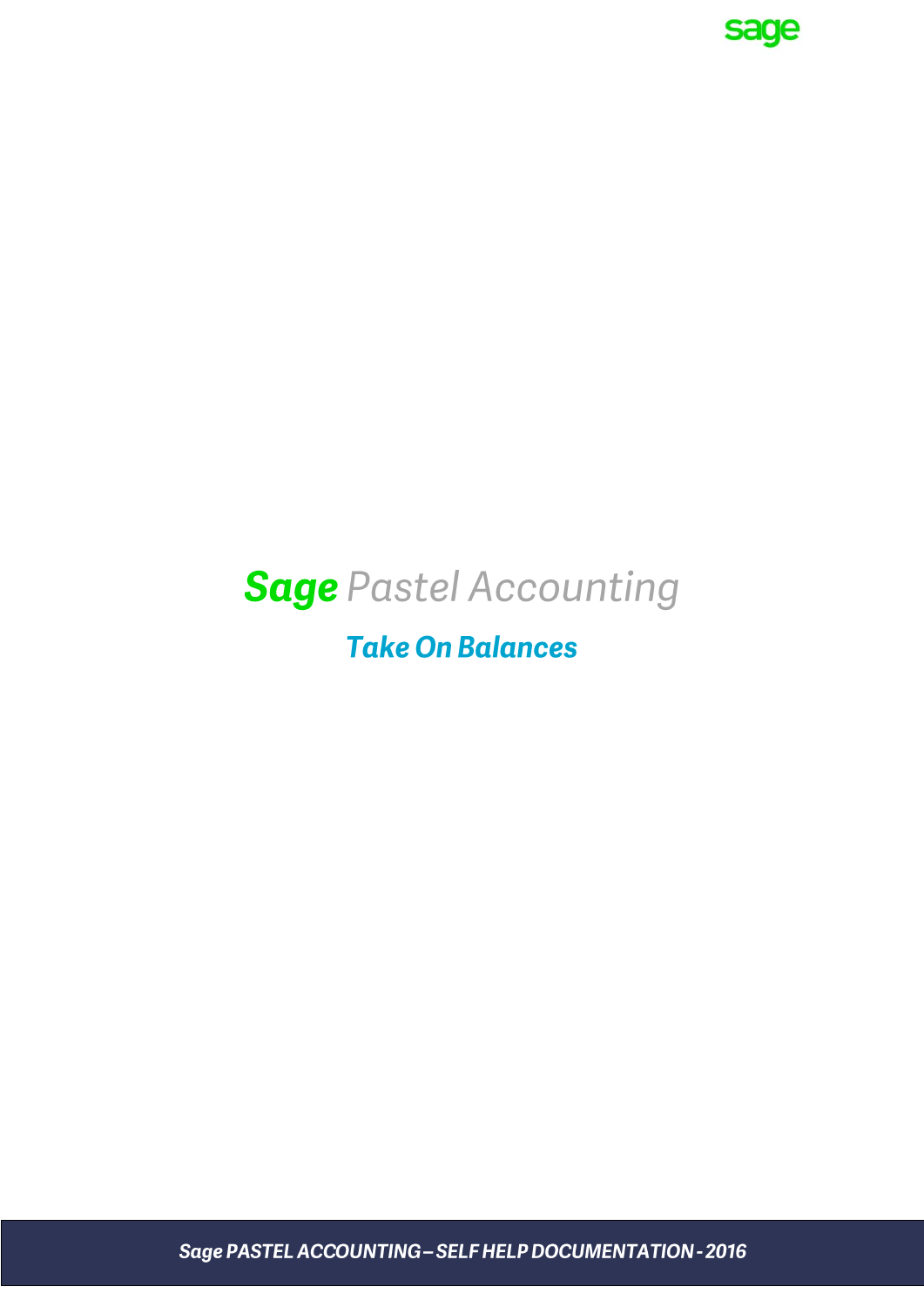# Sage Pastel Accounting

## Take On Balances

Sage PASTEL ACCOUNTING – SELF HELP DOCUMENTATION - 2016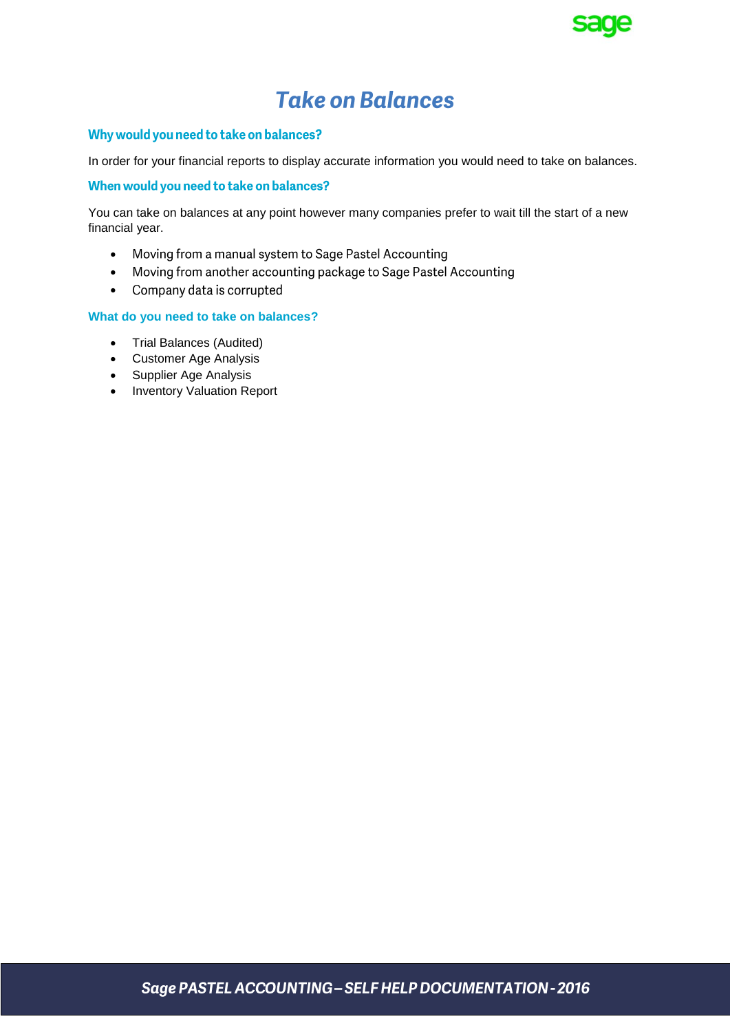# Take on Balances

## Why would you need to take on balances?

In order for your financial reports to display accurate information you would need to take on balances.

## When would you need to take on balances?

You can take on balances at any point however many companies prefer to wait till the start of a new financial year.

- Moving from a manual system to Sage Pastel Accounting
- Moving from another accounting package to Sage Pastel Accounting
- Company data is corrupted

## What do you need to take on balances?

- Trial Balances (Audited)
- Customer Age Analysis
- Supplier Age Analysis
- Inventory Valuation Report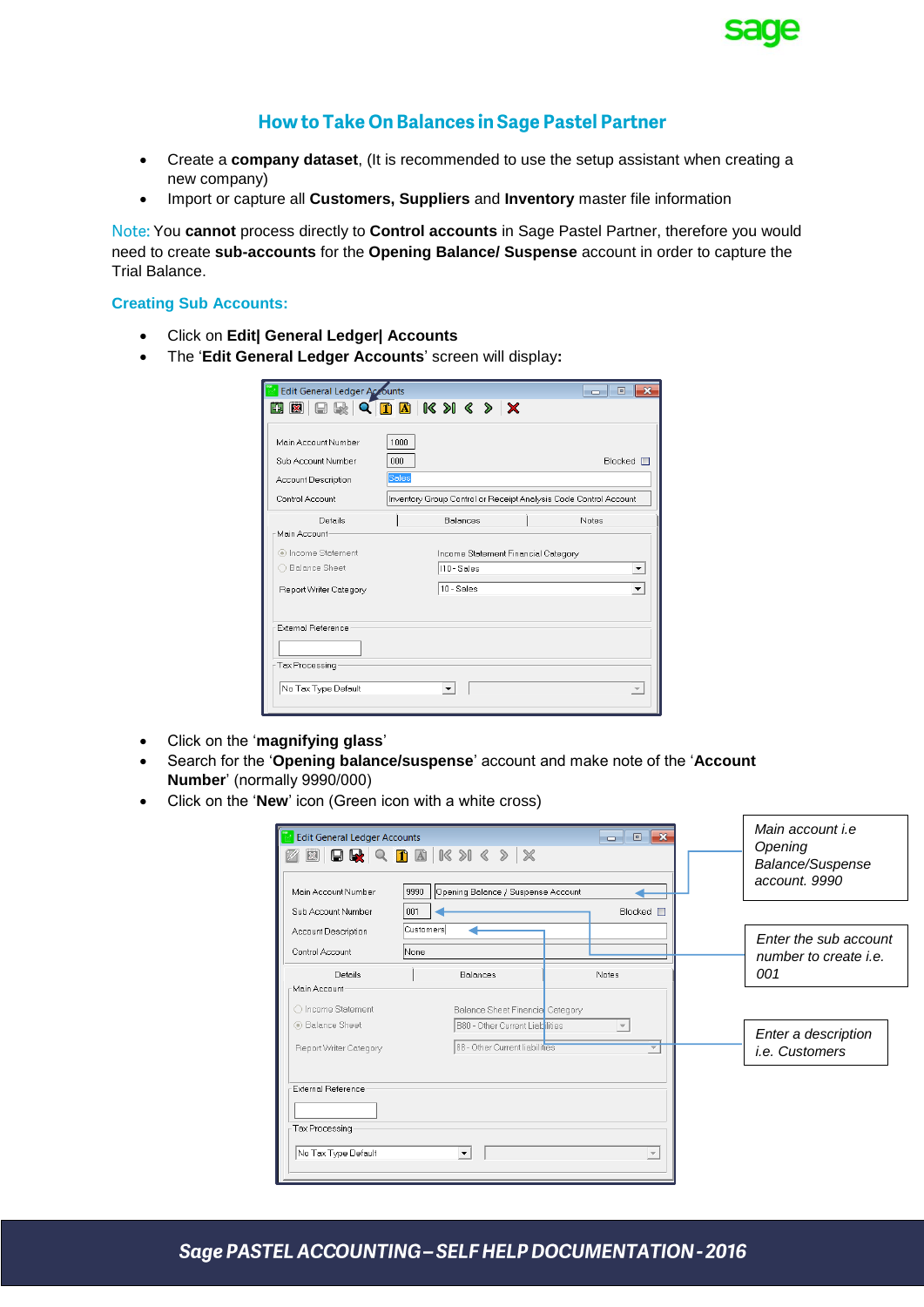## How to Take On Balances in Sage Pastel Partner

- Create a **company dataset**, (It is recommended to use the setup assistant when creating a new company)
- Import or capture all **Customers, Suppliers** and **Inventory** master file information

Note: You **cannot** process directly to **Control accounts** in Sage Pastel Partner, therefore you would need to create **sub-accounts** for the **Opening Balance/ Suspense** account in order to capture the Trial Balance.

### Creating Sub Accounts:

- Click on **Edit| General Ledger| Accounts**
- The '**Edit General Ledger Accounts**' screen will display**:**

- Click on the '**magnifying glass**'
- Search for the '**Opening balance/suspense**' account and make note of the '**Account Number**' (normally 9990/000)
- Click on the '**New**' icon (Green icon with a white cross)

*Main account i.e Opening Balance/Suspense account. 9990*

*Enter the sub account number to create i.e. 001*

*Enter a description i.e. Customers*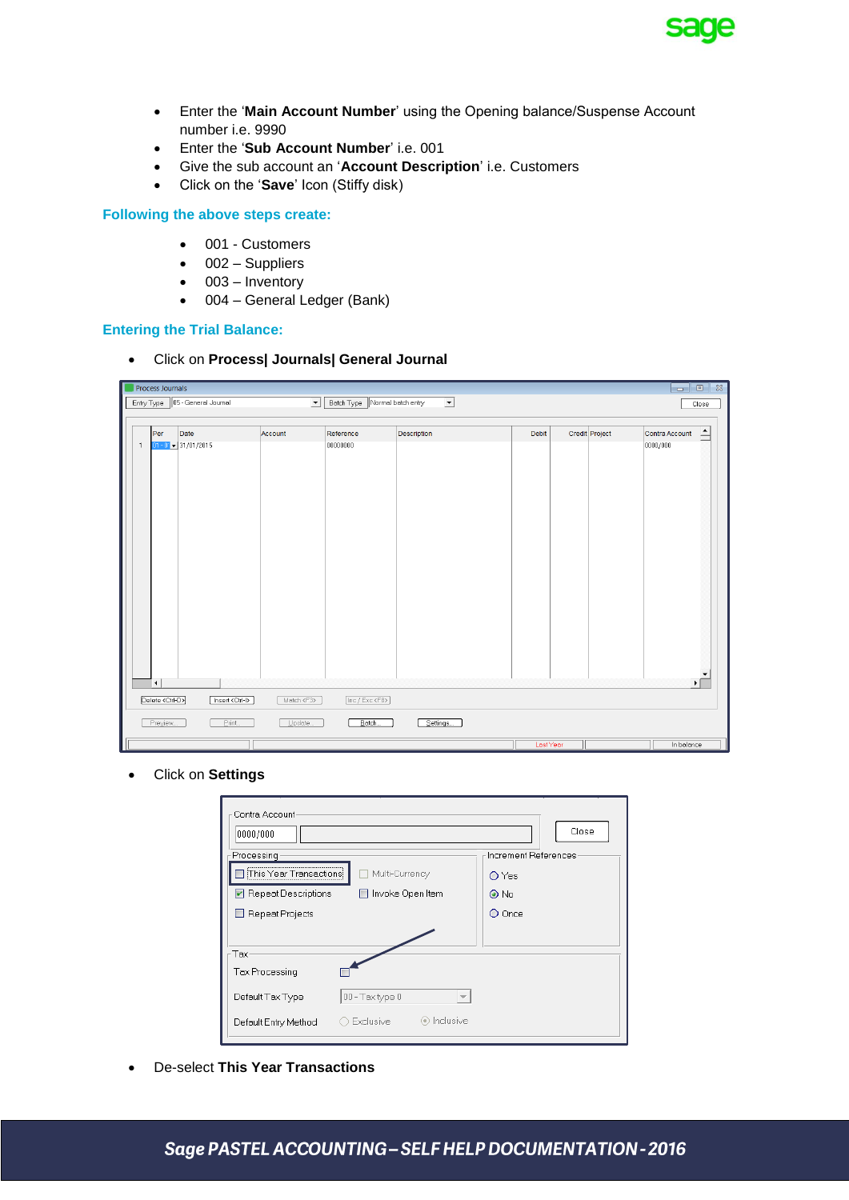- Enter the '**Main Account Number**' using the Opening balance/Suspense Account number i.e. 9990
- Enter the '**Sub Account Number**' i.e. 001
- Give the sub account an '**Account Description**' i.e. Customers
- Click on the '**Save**' Icon (Stiffy disk)

### Following the above steps create:

- 001 - Customers
- 002 – Suppliers
- 003 – Inventory
- 004 – General Ledger (Bank)

### Entering the Trial Balance:

- Click on **Process| Journals| General Journal**

- Click on **Settings**

- De-select **This Year Transactions**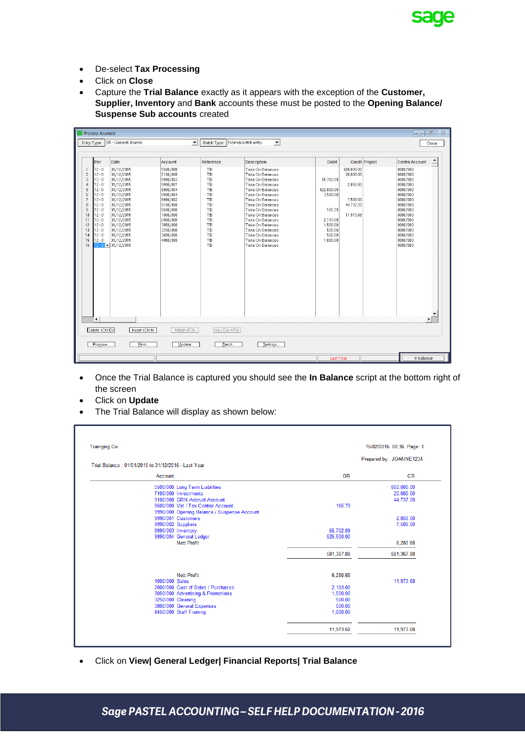- De-select **Tax Processing**
- Click on **Close**
- Capture the **Trial Balance** exactly as it appears with the exception of the **Customer, Supplier, Inventory** and **Bank** accounts these must be posted to the **Opening Balance/ Suspense Sub accounts** created

Process Journals

Entry Type: 05 - General Journal | Batch Type: Normal batch entry | Close

| | Per | Date | Account | Reference | Description | Debit | Credit | Project | Contra Account |
|---|---|---|---|---|---|---|---|---|---|
| 1 | 12-0 | 31/12/2015 | 5500/000 | TB | Take On Balances | | 500,000.00 | | 0000/000 |
| 2 | 12-0 | 31/12/2015 | 7100/000 | TB | Take On Balances | | 20,000.00 | | 0000/000 |
| 3 | 12-0 | 31/12/2015 | 9990/003 | TB | Take On Balances | 55,702.09 | | | 0000/000 |
| 4 | 12-0 | 31/12/2015 | 9990/001 | TB | Take On Balances | | 2,850.00 | | 0000/000 |
| 5 | 12-0 | 31/12/2015 | 9990/004 | TB | Take On Balances | 522,000.00 | | | 0000/000 |
| 6 | 12-0 | 31/12/2015 | 9990/004 | TB | Take On Balances | 3,500.00 | | | 0000/000 |
| 7 | 12-0 | 31/12/2015 | 9990/002 | TB | Take On Balances | | 7,500.00 | | 0000/000 |
| 8 | 12-0 | 31/12/2015 | 9100/000 | TB | Take On Balances | | 44,737.20 | | 0000/000 |
| 9 | 12-0 | 31/12/2015 | 9500/000 | TB | Take On Balances | 165.79 | | | 0000/000 |
| 10 | 12-0 | 31/12/2015 | 1000/000 | TB | Take On Balances | | 11,973.68 | | 0000/000 |
| 11 | 12-0 | 31/12/2015 | 2000/000 | TB | Take On Balances | 2,193.00 | | | 0000/000 |
| 12 | 12-0 | 31/12/2015 | 3050/000 | TB | Take On Balances | 1,500.00 | | | 0000/000 |
| 13 | 12-0 | 31/12/2015 | 3250/000 | TB | Take On Balances | 500.00 | | | 0000/000 |
| 14 | 12-0 | 31/12/2015 | 3800/000 | TB | Take On Balances | 500.00 | | | 0000/000 |
| 15 | 12-0 | 31/12/2015 | 4450/000 | TB | Take On Balances | 1,000.00 | | | 0000/000 |
| 16 | 12-0 | 31/12/2015 | | TB | Take On Balances | | | | 0000/000 |

Delete <Ctrl-D> | Insert <Ctrl-I> | Match <F3> | Inc / Exc <F8>

Preview | Print | Update | Batch | Settings

Last Year | In balance

- Once the Trial Balance is captured you should see the **In Balance** script at the bottom right of the screen
- Click on **Update**
- The Trial Balance will display as shown below:

Trainging Co — 16/02/2016 08:36 Page: 1

Prepared by: JOANNE1234

Trial Balance : 01/01/2015 to 31/12/2015 - Last Year

| Account | DR | CR |
|---|---|---|
| 5500/000 Long Term Liabilities | | 500,000.00 |
| 7100/000 Investments | | 20,000.00 |
| 9100/000 GRN Accrual Account | | 44,737.20 |
| 9500/000 Vat / Tax Control Account | 165.79 | |
| 9990/000 Opening Balance / Suspense Account | | |
| 9990/001 Customers | | 2,850.00 |
| 9990/002 Suppliers | | 7,500.00 |
| 9990/003 Inventory | 55,702.09 | |
| 9990/004 General Ledger | 525,500.00 | |
| Nett Profit | | 6,280.68 |
| | 581,367.88 | 581,367.88 |
| | | |
| Nett Profit | 6,280.68 | |
| 1000/000 Sales | | 11,973.68 |
| 2000/000 Cost of Sales / Purchases | 2,193.00 | |
| 3050/000 Advertising & Promotions | 1,500.00 | |
| 3250/000 Cleaning | 500.00 | |
| 3800/000 General Expenses | 500.00 | |
| 4450/000 Staff Training | 1,000.00 | |
| | 11,973.68 | 11,973.68 |

- Click on **View| General Ledger| Financial Reports| Trial Balance**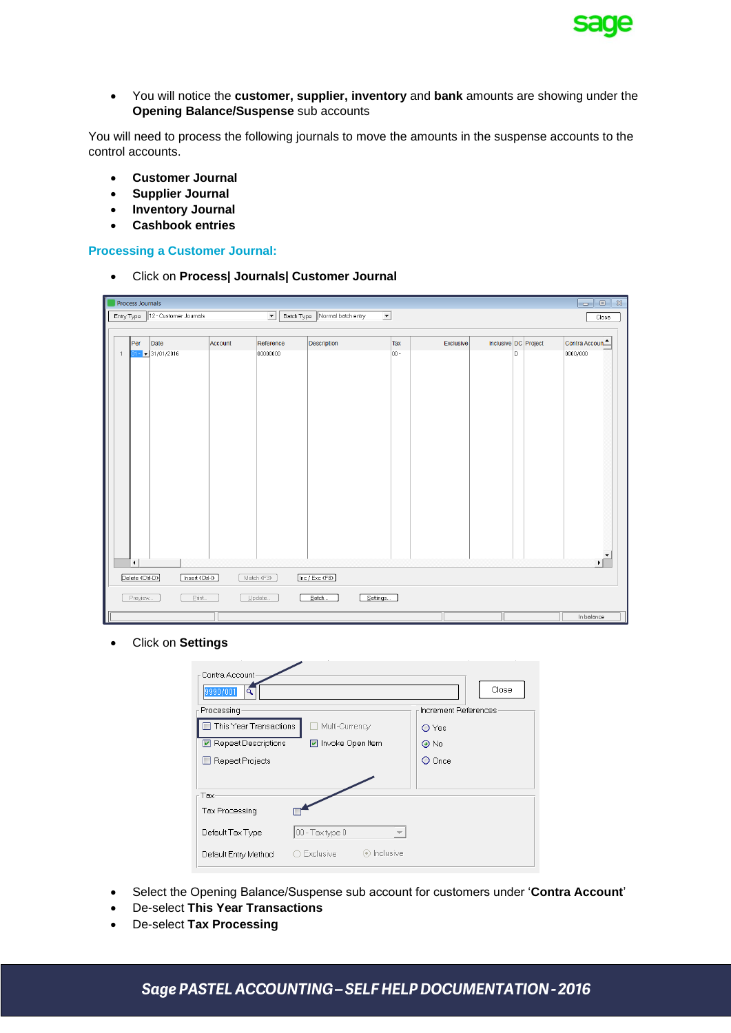- You will notice the **customer, supplier, inventory** and **bank** amounts are showing under the **Opening Balance/Suspense** sub accounts

You will need to process the following journals to move the amounts in the suspense accounts to the control accounts.

- **Customer Journal**
- **Supplier Journal**
- **Inventory Journal**
- **Cashbook entries**

### Processing a Customer Journal:

- Click on **Process| Journals| Customer Journal**

- Click on **Settings**

- Select the Opening Balance/Suspense sub account for customers under '**Contra Account**'
- De-select **This Year Transactions**
- De-select **Tax Processing**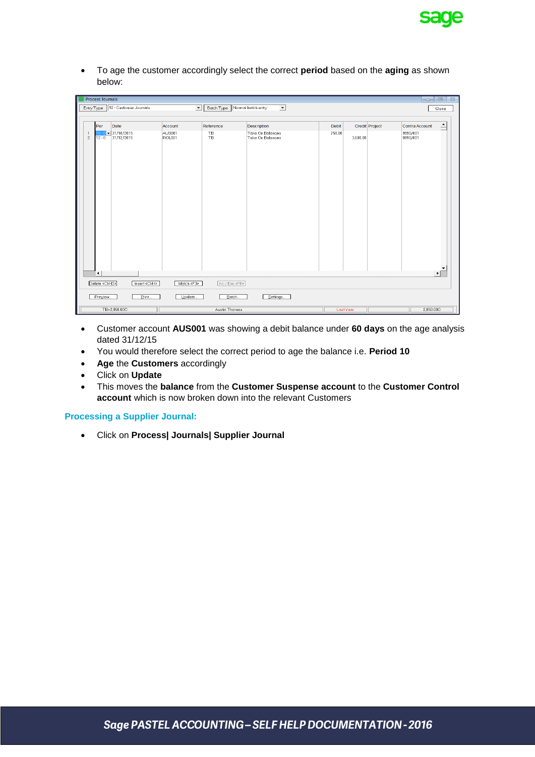- To age the customer accordingly select the correct **period** based on the **aging** as shown below:

- Customer account **AUS001** was showing a debit balance under **60 days** on the age analysis dated 31/12/15
- You would therefore select the correct period to age the balance i.e. **Period 10**
- **Age** the **Customers** accordingly
- Click on **Update**
- This moves the **balance** from the **Customer Suspense account** to the **Customer Control account** which is now broken down into the relevant Customers

### Processing a Supplier Journal:

- Click on **Process| Journals| Supplier Journal**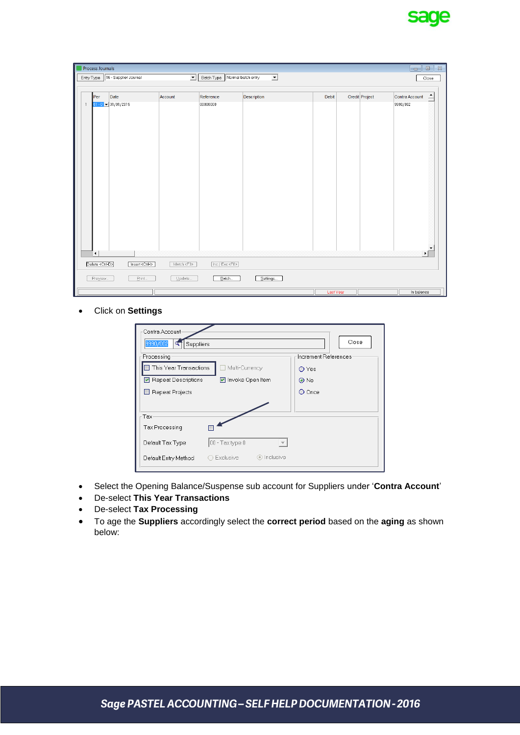- Click on **Settings**

- Select the Opening Balance/Suspense sub account for Suppliers under '**Contra Account**'
- De-select **This Year Transactions**
- De-select **Tax Processing**
- To age the **Suppliers** accordingly select the **correct period** based on the **aging** as shown below: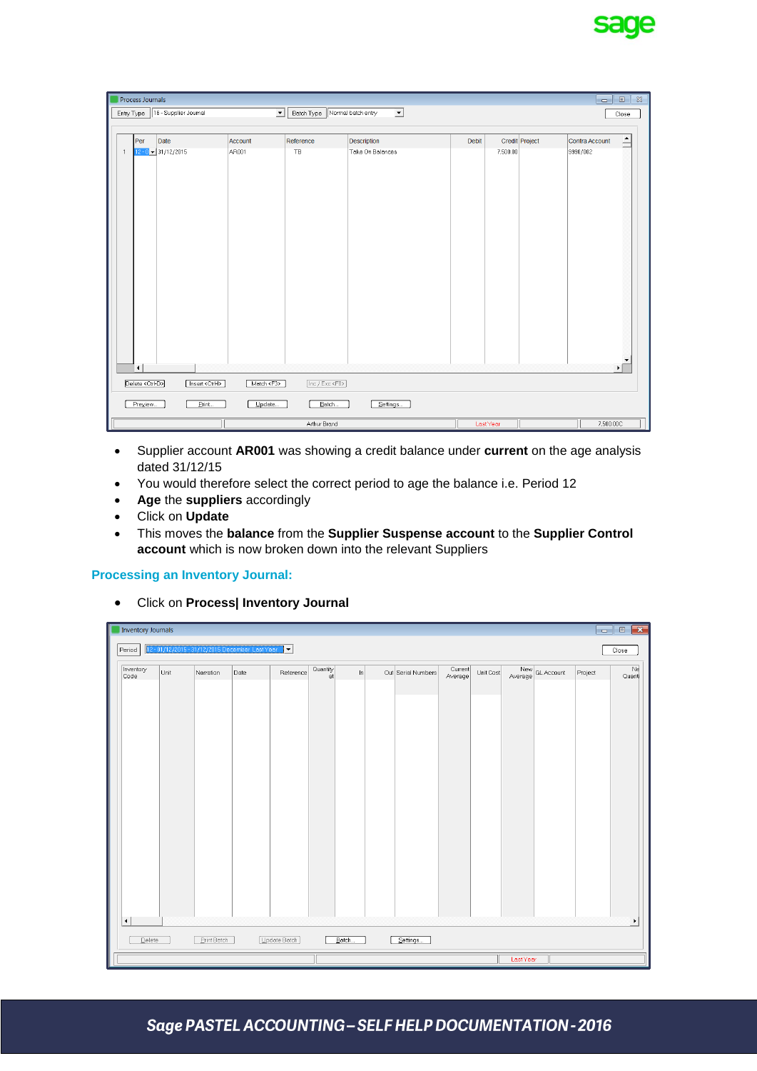- Supplier account **AR001** was showing a credit balance under **current** on the age analysis dated 31/12/15
- You would therefore select the correct period to age the balance i.e. Period 12
- **Age** the **suppliers** accordingly
- Click on **Update**
- This moves the **balance** from the **Supplier Suspense account** to the **Supplier Control account** which is now broken down into the relevant Suppliers

### Processing an Inventory Journal:

- Click on **Process| Inventory Journal**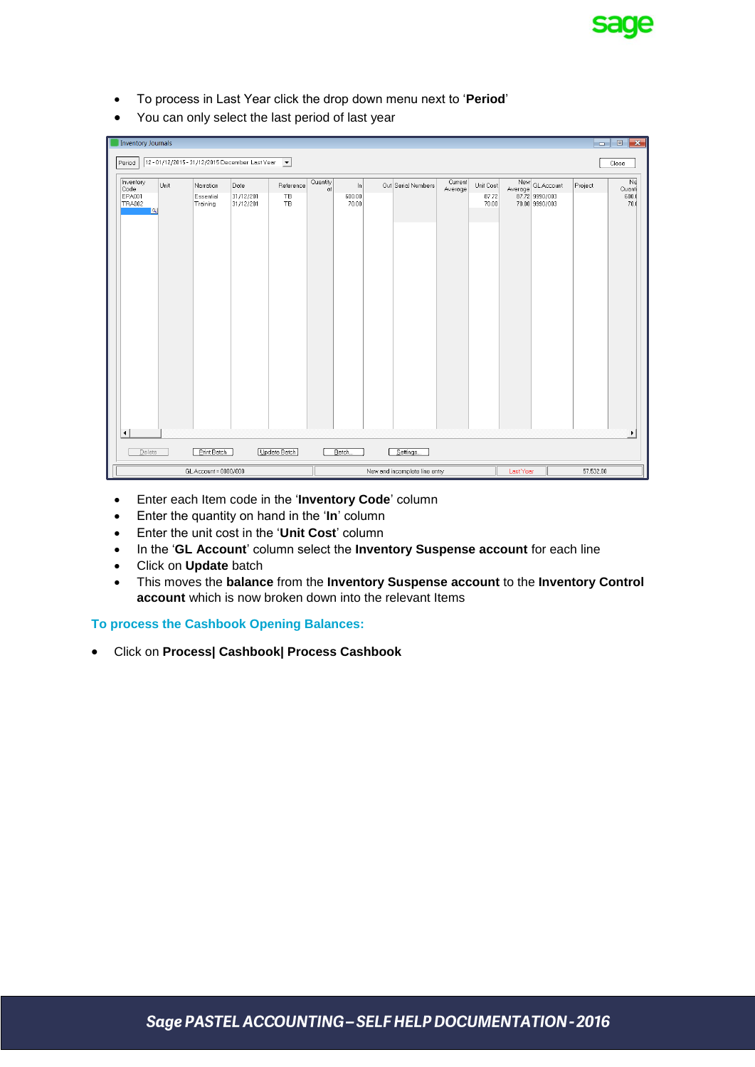- To process in Last Year click the drop down menu next to '**Period**'
- You can only select the last period of last year

- Enter each Item code in the '**Inventory Code**' column
- Enter the quantity on hand in the '**In**' column
- Enter the unit cost in the '**Unit Cost**' column
- In the '**GL Account**' column select the **Inventory Suspense account** for each line
- Click on **Update** batch
- This moves the **balance** from the **Inventory Suspense account** to the **Inventory Control account** which is now broken down into the relevant Items

## To process the Cashbook Opening Balances:

- Click on **Process| Cashbook| Process Cashbook**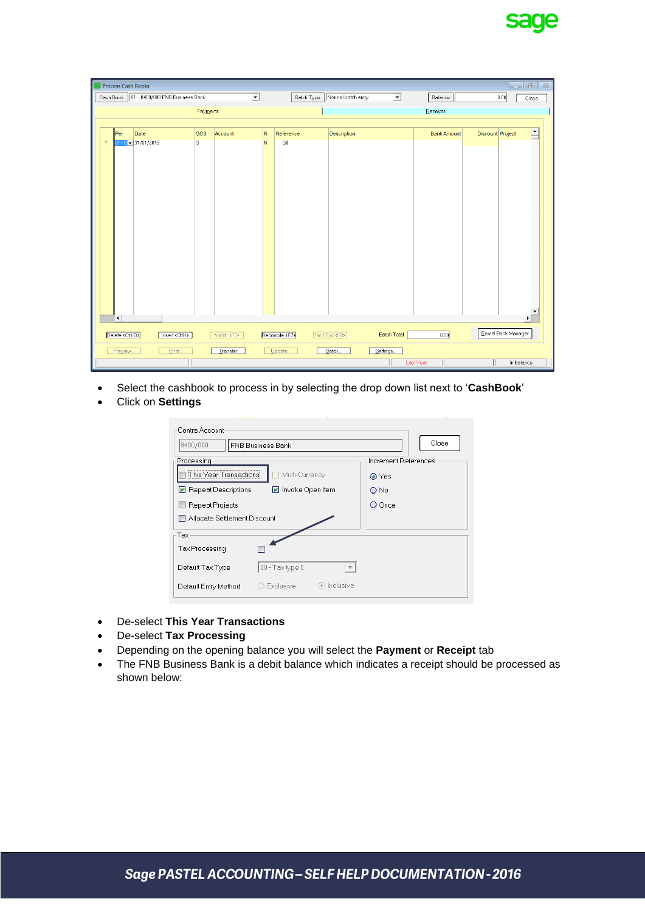- Select the cashbook to process in by selecting the drop down list next to '**CashBook**'
- Click on **Settings**

- De-select **This Year Transactions**
- De-select **Tax Processing**
- Depending on the opening balance you will select the **Payment** or **Receipt** tab
- The FNB Business Bank is a debit balance which indicates a receipt should be processed as shown below: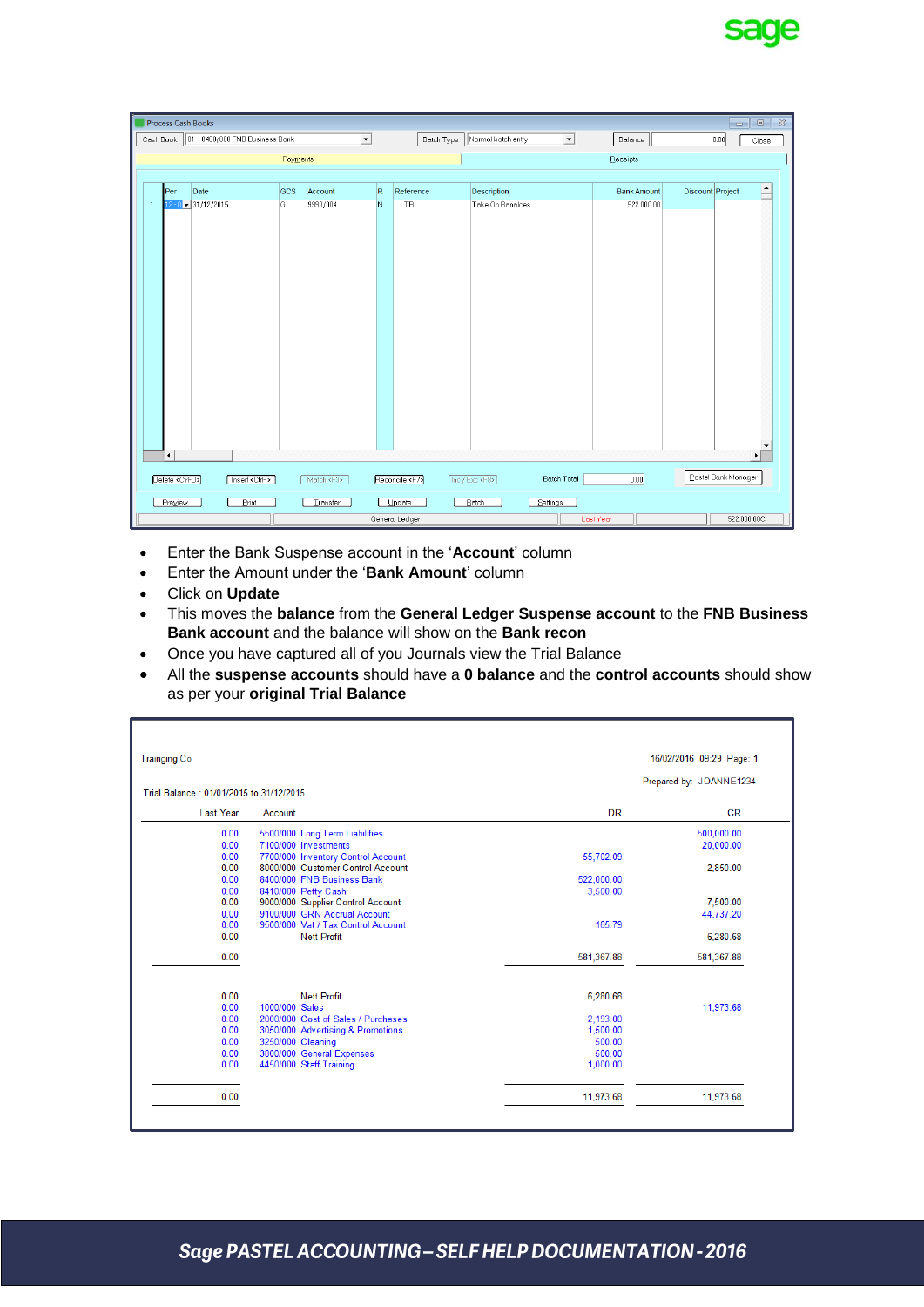| | | | | | | | | |
|---|---|---|---|---|---|---|---|---|
| | Per | Date | GCS | Account | R | Reference | Description | Bank Amount |
| 1 | 12 - 0 | 31/12/2015 | G | 9990/004 | N | TB | Take On Balances | 522,000.00 |

- Enter the Bank Suspense account in the '**Account**' column
- Enter the Amount under the '**Bank Amount**' column
- Click on **Update**
- This moves the **balance** from the **General Ledger Suspense account** to the **FNB Business Bank account** and the balance will show on the **Bank recon**
- Once you have captured all of you Journals view the Trial Balance
- All the **suspense accounts** should have a **0 balance** and the **control accounts** should show as per your **original Trial Balance**

Trainging Co

16/02/2016 09:29 Page: 1

Prepared by: JOANNE1234

Trial Balance : 01/01/2015 to 31/12/2015

| Last Year | Account | DR | CR |
|---|---|---|---|
| 0.00 | 5500/000 Long Term Liabilities | | 500,000.00 |
| 0.00 | 7100/000 Investments | | 20,000.00 |
| 0.00 | 7700/000 Inventory Control Account | 55,702.09 | |
| 0.00 | 8000/000 Customer Control Account | | 2,850.00 |
| 0.00 | 8400/000 FNB Business Bank | 522,000.00 | |
| 0.00 | 8410/000 Petty Cash | 3,500.00 | |
| 0.00 | 9000/000 Supplier Control Account | | 7,500.00 |
| 0.00 | 9100/000 GRN Accrual Account | | 44,737.20 |
| 0.00 | 9500/000 Vat / Tax Control Account | 165.79 | |
| 0.00 | Nett Profit | | 6,280.68 |
| 0.00 | | 581,367.88 | 581,367.88 |
| 0.00 | Nett Profit | 6,280.68 | |
| 0.00 | 1000/000 Sales | | 11,973.68 |
| 0.00 | 2000/000 Cost of Sales / Purchases | 2,193.00 | |
| 0.00 | 3050/000 Advertising & Promotions | 1,500.00 | |
| 0.00 | 3250/000 Cleaning | 500.00 | |
| 0.00 | 3800/000 General Expenses | 500.00 | |
| 0.00 | 4450/000 Staff Training | 1,000.00 | |
| 0.00 | | 11,973.68 | 11,973.68 |